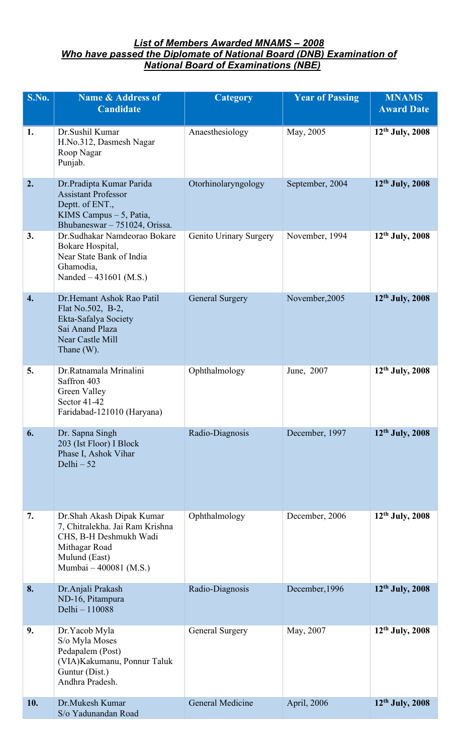## *List of Members Awarded MNAMS – 2008*
## *Who have passed the Diplomate of National Board (DNB) Examination of National Board of Examinations (NBE)*

| S.No. | Name & Address of Candidate | Category | Year of Passing | MNAMS Award Date |
|---|---|---|---|---|
| **1.** | Dr.Sushil Kumar<br>H.No.312, Dasmesh Nagar<br>Roop Nagar<br>Punjab. | Anaesthesiology | May, 2005 | **12th July, 2008** |
| **2.** | Dr.Pradipta Kumar Parida<br>Assistant Professor<br>Deptt. of ENT.,<br>KIMS Campus – 5, Patia,<br>Bhubaneswar – 751024, Orissa. | Otorhinolaryngology | September, 2004 | **12th July, 2008** |
| **3.** | Dr.Sudhakar Namdeorao Bokare<br>Bokare Hospital,<br>Near State Bank of India<br>Ghamodia,<br>Nanded – 431601 (M.S.) | Genito Urinary Surgery | November, 1994 | **12th July, 2008** |
| **4.** | Dr.Hemant Ashok Rao Patil<br>Flat No.502, B-2,<br>Ekta-Safalya Society<br>Sai Anand Plaza<br>Near Castle Mill<br>Thane (W). | General Surgery | November,2005 | **12th July, 2008** |
| **5.** | Dr.Ratnamala Mrinalini<br>Saffron 403<br>Green Valley<br>Sector 41-42<br>Faridabad-121010 (Haryana) | Ophthalmology | June, 2007 | **12th July, 2008** |
| **6.** | Dr. Sapna Singh<br>203 (Ist Floor) I Block<br>Phase I, Ashok Vihar<br>Delhi – 52 | Radio-Diagnosis | December, 1997 | **12th July, 2008** |
| **7.** | Dr.Shah Akash Dipak Kumar<br>7, Chitralekha. Jai Ram Krishna CHS, B-H Deshmukh Wadi<br>Mithagar Road<br>Mulund (East)<br>Mumbai – 400081 (M.S.) | Ophthalmology | December, 2006 | **12th July, 2008** |
| **8.** | Dr.Anjali Prakash<br>ND-16, Pitampura<br>Delhi – 110088 | Radio-Diagnosis | December,1996 | **12th July, 2008** |
| **9.** | Dr.Yacob Myla<br>S/o Myla Moses<br>Pedapalem (Post)<br>(VIA)Kakumanu, Ponnur Taluk<br>Guntur (Dist.)<br>Andhra Pradesh. | General Surgery | May, 2007 | **12th July, 2008** |
| **10.** | Dr.Mukesh Kumar<br>S/o Yadunandan Road | General Medicine | April, 2006 | **12th July, 2008** |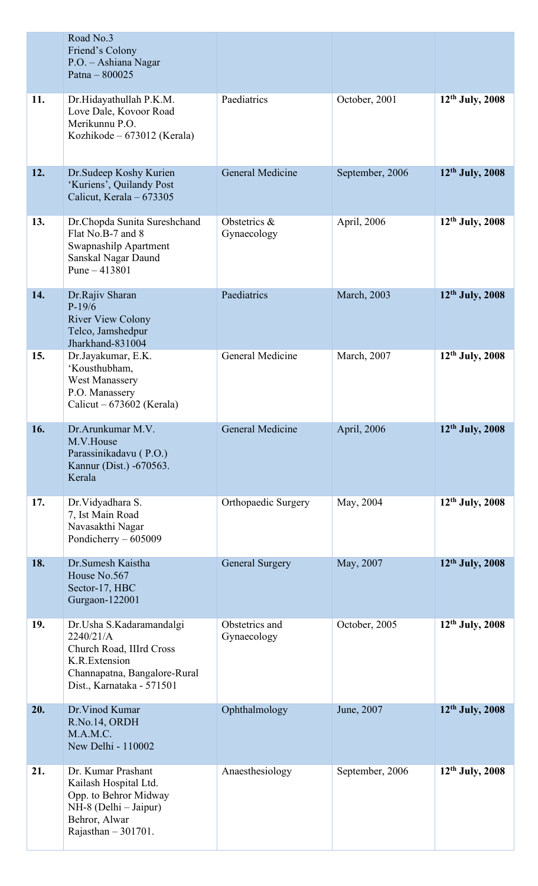| | | | | |
|---|---|---|---|---|
| | Road No.3<br>Friend's Colony<br>P.O. – Ashiana Nagar<br>Patna – 800025 | | | |
| **11.** | Dr.Hidayathullah P.K.M.<br>Love Dale, Kovoor Road<br>Merikunnu P.O.<br>Kozhikode – 673012 (Kerala) | Paediatrics | October, 2001 | **12th July, 2008** |
| **12.** | Dr.Sudeep Koshy Kurien<br>'Kuriens', Quilandy Post<br>Calicut, Kerala – 673305 | General Medicine | September, 2006 | **12th July, 2008** |
| **13.** | Dr.Chopda Sunita Sureshchand<br>Flat No.B-7 and 8<br>Swapnashilp Apartment<br>Sanskal Nagar Daund<br>Pune – 413801 | Obstetrics & Gynaecology | April, 2006 | **12th July, 2008** |
| **14.** | Dr.Rajiv Sharan<br>P-19/6<br>River View Colony<br>Telco, Jamshedpur<br>Jharkhand-831004 | Paediatrics | March, 2003 | **12th July, 2008** |
| **15.** | Dr.Jayakumar, E.K.<br>'Kousthubham,<br>West Manassery<br>P.O. Manassery<br>Calicut – 673602 (Kerala) | General Medicine | March, 2007 | **12th July, 2008** |
| **16.** | Dr.Arunkumar M.V.<br>M.V.House<br>Parassinikadavu ( P.O.)<br>Kannur (Dist.) -670563.<br>Kerala | General Medicine | April, 2006 | **12th July, 2008** |
| **17.** | Dr.Vidyadhara S.<br>7, Ist Main Road<br>Navasakthi Nagar<br>Pondicherry – 605009 | Orthopaedic Surgery | May, 2004 | **12th July, 2008** |
| **18.** | Dr.Sumesh Kaistha<br>House No.567<br>Sector-17, HBC<br>Gurgaon-122001 | General Surgery | May, 2007 | **12th July, 2008** |
| **19.** | Dr.Usha S.Kadaramandalgi<br>2240/21/A<br>Church Road, IIIrd Cross<br>K.R.Extension<br>Channapatna, Bangalore-Rural Dist., Karnataka - 571501 | Obstetrics and Gynaecology | October, 2005 | **12th July, 2008** |
| **20.** | Dr.Vinod Kumar<br>R.No.14, ORDH<br>M.A.M.C.<br>New Delhi - 110002 | Ophthalmology | June, 2007 | **12th July, 2008** |
| **21.** | Dr. Kumar Prashant<br>Kailash Hospital Ltd.<br>Opp. to Behror Midway<br>NH-8 (Delhi – Jaipur)<br>Behror, Alwar<br>Rajasthan – 301701. | Anaesthesiology | September, 2006 | **12th July, 2008** |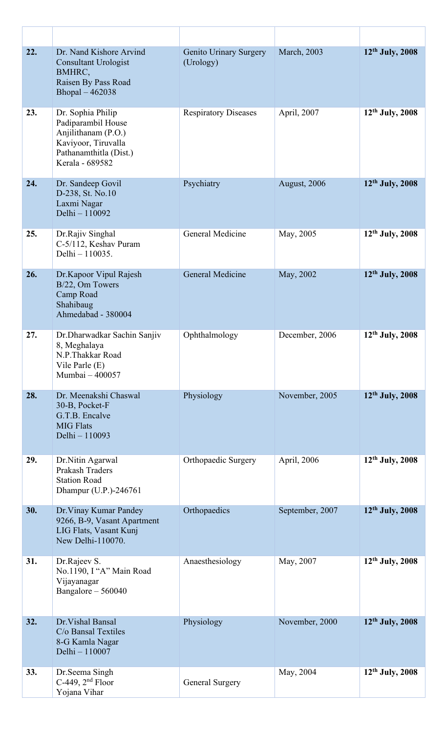| | | | | |
|---|---|---|---|---|
| **22.** | Dr. Nand Kishore Arvind<br>Consultant Urologist<br>BMHRC,<br>Raisen By Pass Road<br>Bhopal – 462038 | Genito Urinary Surgery (Urology) | March, 2003 | **12th July, 2008** |
| **23.** | Dr. Sophia Philip<br>Padiparambil House<br>Anjilithanam (P.O.)<br>Kaviyoor, Tiruvalla<br>Pathanamthitla (Dist.)<br>Kerala - 689582 | Respiratory Diseases | April, 2007 | **12th July, 2008** |
| **24.** | Dr. Sandeep Govil<br>D-238, St. No.10<br>Laxmi Nagar<br>Delhi – 110092 | Psychiatry | August, 2006 | **12th July, 2008** |
| **25.** | Dr.Rajiv Singhal<br>C-5/112, Keshav Puram<br>Delhi – 110035. | General Medicine | May, 2005 | **12th July, 2008** |
| **26.** | Dr.Kapoor Vipul Rajesh<br>B/22, Om Towers<br>Camp Road<br>Shahibaug<br>Ahmedabad - 380004 | General Medicine | May, 2002 | **12th July, 2008** |
| **27.** | Dr.Dharwadkar Sachin Sanjiv<br>8, Meghalaya<br>N.P.Thakkar Road<br>Vile Parle (E)<br>Mumbai – 400057 | Ophthalmology | December, 2006 | **12th July, 2008** |
| **28.** | Dr. Meenakshi Chaswal<br>30-B, Pocket-F<br>G.T.B. Encalve<br>MIG Flats<br>Delhi – 110093 | Physiology | November, 2005 | **12th July, 2008** |
| **29.** | Dr.Nitin Agarwal<br>Prakash Traders<br>Station Road<br>Dhampur (U.P.)-246761 | Orthopaedic Surgery | April, 2006 | **12th July, 2008** |
| **30.** | Dr.Vinay Kumar Pandey<br>9266, B-9, Vasant Apartment<br>LIG Flats, Vasant Kunj<br>New Delhi-110070. | Orthopaedics | September, 2007 | **12th July, 2008** |
| **31.** | Dr.Rajeev S.<br>No.1190, I "A" Main Road<br>Vijayanagar<br>Bangalore – 560040 | Anaesthesiology | May, 2007 | **12th July, 2008** |
| **32.** | Dr.Vishal Bansal<br>C/o Bansal Textiles<br>8-G Kamla Nagar<br>Delhi – 110007 | Physiology | November, 2000 | **12th July, 2008** |
| **33.** | Dr.Seema Singh<br>C-449, 2nd Floor<br>Yojana Vihar | General Surgery | May, 2004 | **12th July, 2008** |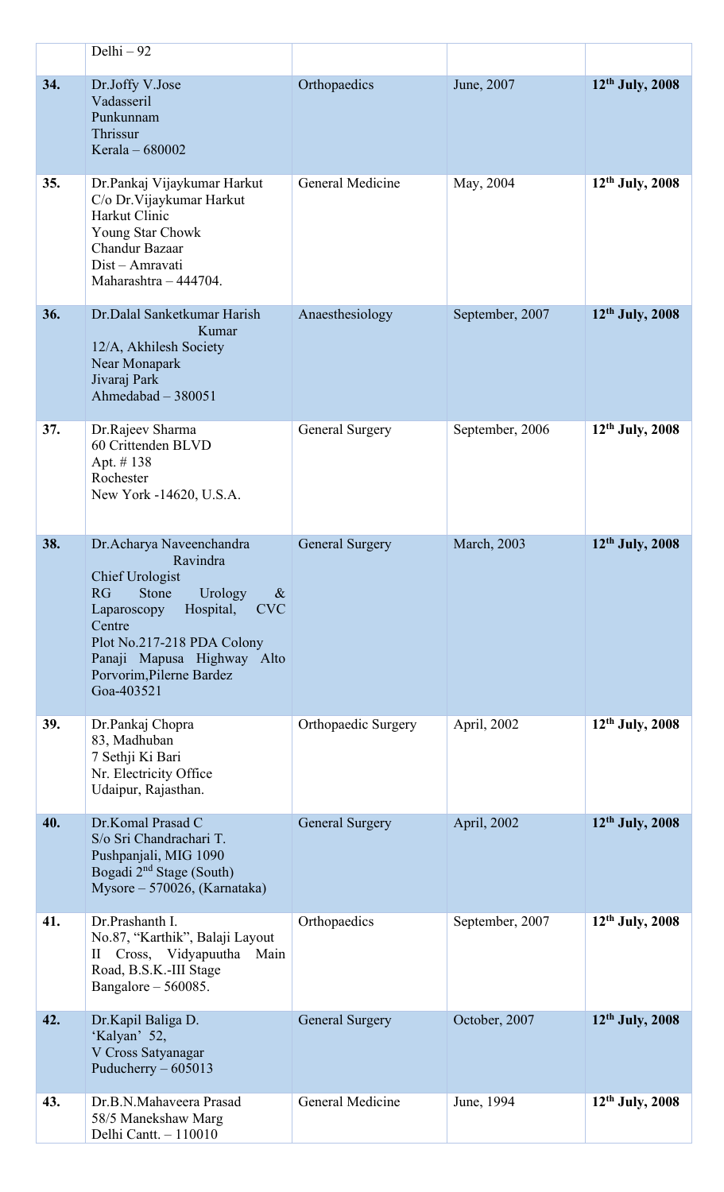|  |  |  |  |  |
|---|---|---|---|---|
|  | Delhi – 92 |  |  |  |
| **34.** | Dr.Joffy V.Jose<br>Vadasseril<br>Punkunnam<br>Thrissur<br>Kerala – 680002 | Orthopaedics | June, 2007 | **12th July, 2008** |
| **35.** | Dr.Pankaj Vijaykumar Harkut<br>C/o Dr.Vijaykumar Harkut<br>Harkut Clinic<br>Young Star Chowk<br>Chandur Bazaar<br>Dist – Amravati<br>Maharashtra – 444704. | General Medicine | May, 2004 | **12th July, 2008** |
| **36.** | Dr.Dalal Sanketkumar Harish Kumar<br>12/A, Akhilesh Society<br>Near Monapark<br>Jivaraj Park<br>Ahmedabad – 380051 | Anaesthesiology | September, 2007 | **12th July, 2008** |
| **37.** | Dr.Rajeev Sharma<br>60 Crittenden BLVD<br>Apt. # 138<br>Rochester<br>New York -14620, U.S.A. | General Surgery | September, 2006 | **12th July, 2008** |
| **38.** | Dr.Acharya Naveenchandra Ravindra<br>Chief Urologist<br>RG Stone Urology & Laparoscopy Hospital, CVC Centre<br>Plot No.217-218 PDA Colony<br>Panaji Mapusa Highway Alto Porvorim,Pilerne Bardez<br>Goa-403521 | General Surgery | March, 2003 | **12th July, 2008** |
| **39.** | Dr.Pankaj Chopra<br>83, Madhuban<br>7 Sethji Ki Bari<br>Nr. Electricity Office<br>Udaipur, Rajasthan. | Orthopaedic Surgery | April, 2002 | **12th July, 2008** |
| **40.** | Dr.Komal Prasad C<br>S/o Sri Chandrachari T.<br>Pushpanjali, MIG 1090<br>Bogadi 2nd Stage (South)<br>Mysore – 570026, (Karnataka) | General Surgery | April, 2002 | **12th July, 2008** |
| **41.** | Dr.Prashanth I.<br>No.87, "Karthik", Balaji Layout<br>II Cross, Vidyapuutha Main Road, B.S.K.-III Stage<br>Bangalore – 560085. | Orthopaedics | September, 2007 | **12th July, 2008** |
| **42.** | Dr.Kapil Baliga D.<br>'Kalyan' 52,<br>V Cross Satyanagar<br>Puducherry – 605013 | General Surgery | October, 2007 | **12th July, 2008** |
| **43.** | Dr.B.N.Mahaveera Prasad<br>58/5 Manekshaw Marg<br>Delhi Cantt. – 110010 | General Medicine | June, 1994 | **12th July, 2008** |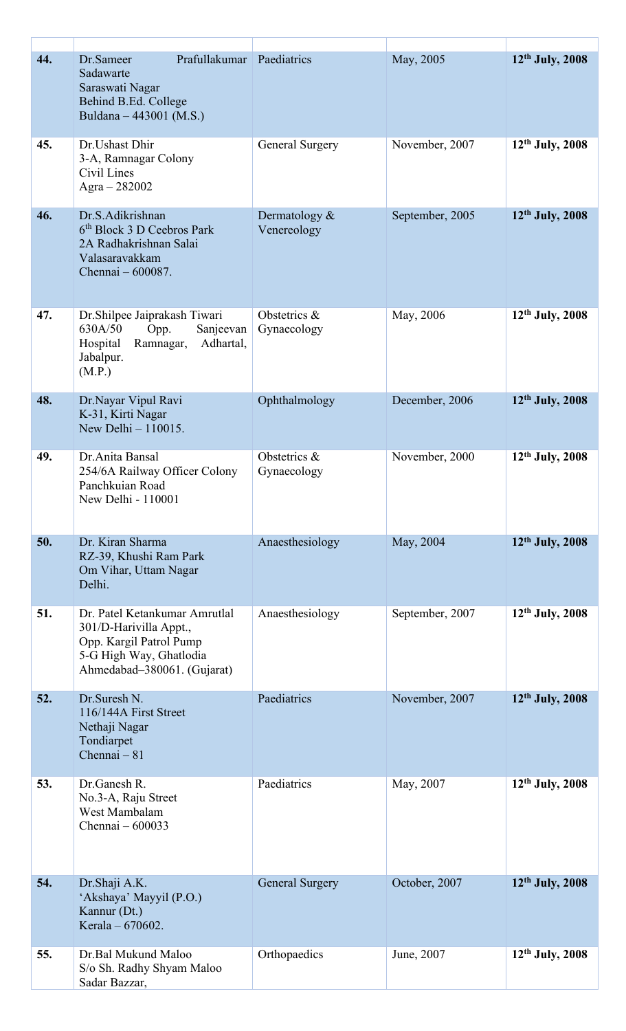| | | | | |
|---|---|---|---|---|
| **44.** | Dr.Sameer Prafullakumar Sadawarte<br>Saraswati Nagar<br>Behind B.Ed. College<br>Buldana – 443001 (M.S.) | Paediatrics | May, 2005 | **12th July, 2008** |
| **45.** | Dr.Ushast Dhir<br>3-A, Ramnagar Colony<br>Civil Lines<br>Agra – 282002 | General Surgery | November, 2007 | **12th July, 2008** |
| **46.** | Dr.S.Adikrishnan<br>6th Block 3 D Ceebros Park<br>2A Radhakrishnan Salai<br>Valasaravakkam<br>Chennai – 600087. | Dermatology & Venereology | September, 2005 | **12th July, 2008** |
| **47.** | Dr.Shilpee Jaiprakash Tiwari<br>630A/50 Opp. Sanjeevan Hospital Ramnagar, Adhartal, Jabalpur.<br>(M.P.) | Obstetrics & Gynaecology | May, 2006 | **12th July, 2008** |
| **48.** | Dr.Nayar Vipul Ravi<br>K-31, Kirti Nagar<br>New Delhi – 110015. | Ophthalmology | December, 2006 | **12th July, 2008** |
| **49.** | Dr.Anita Bansal<br>254/6A Railway Officer Colony<br>Panchkuian Road<br>New Delhi - 110001 | Obstetrics & Gynaecology | November, 2000 | **12th July, 2008** |
| **50.** | Dr. Kiran Sharma<br>RZ-39, Khushi Ram Park<br>Om Vihar, Uttam Nagar<br>Delhi. | Anaesthesiology | May, 2004 | **12th July, 2008** |
| **51.** | Dr. Patel Ketankumar Amrutlal<br>301/D-Harivilla Appt.,<br>Opp. Kargil Patrol Pump<br>5-G High Way, Ghatlodia<br>Ahmedabad–380061. (Gujarat) | Anaesthesiology | September, 2007 | **12th July, 2008** |
| **52.** | Dr.Suresh N.<br>116/144A First Street<br>Nethaji Nagar<br>Tondiarpet<br>Chennai – 81 | Paediatrics | November, 2007 | **12th July, 2008** |
| **53.** | Dr.Ganesh R.<br>No.3-A, Raju Street<br>West Mambalam<br>Chennai – 600033 | Paediatrics | May, 2007 | **12th July, 2008** |
| **54.** | Dr.Shaji A.K.<br>'Akshaya' Mayyil (P.O.)<br>Kannur (Dt.)<br>Kerala – 670602. | General Surgery | October, 2007 | **12th July, 2008** |
| **55.** | Dr.Bal Mukund Maloo<br>S/o Sh. Radhy Shyam Maloo<br>Sadar Bazzar, | Orthopaedics | June, 2007 | **12th July, 2008** |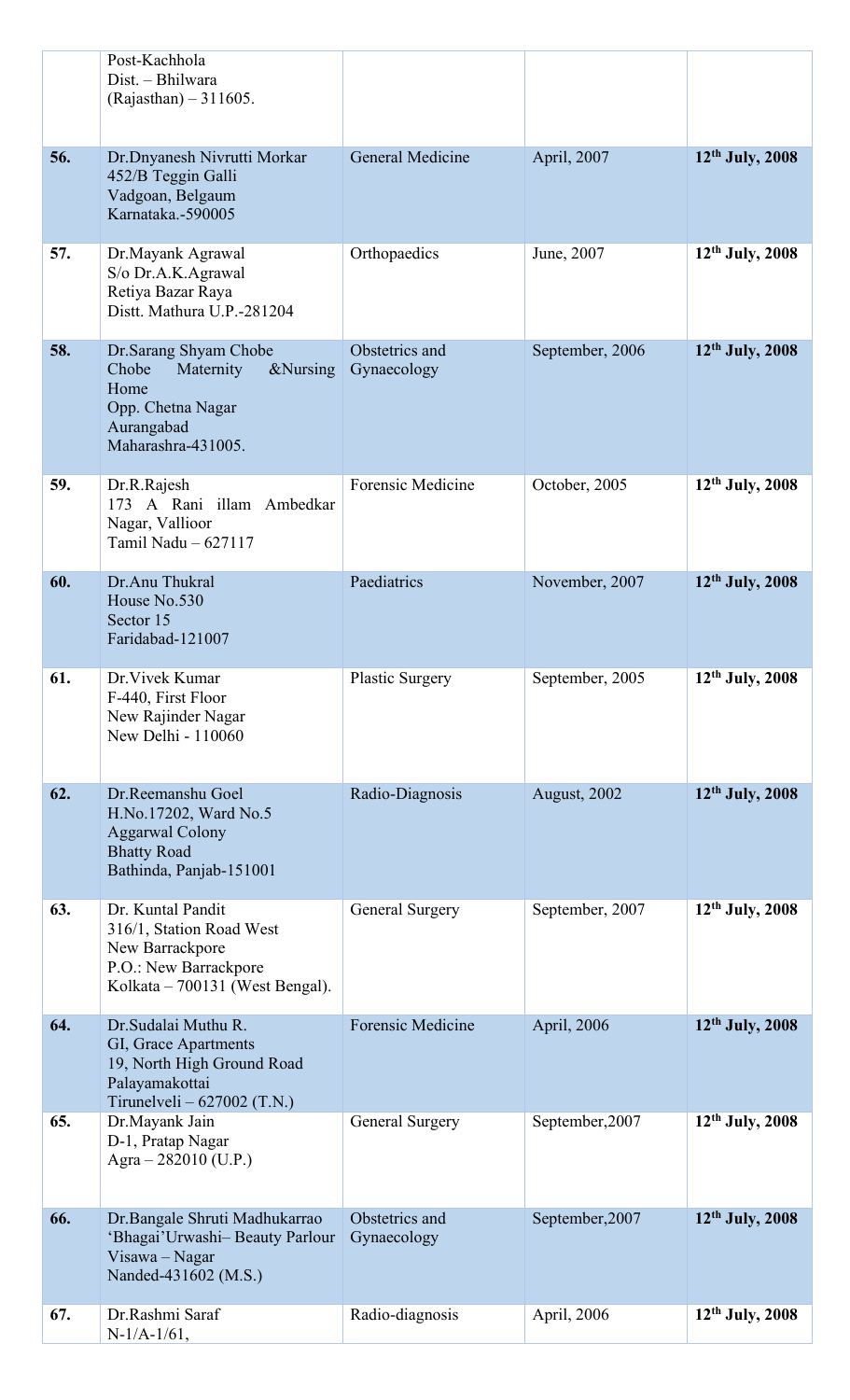| | | | | |
|---|---|---|---|---|
| | Post-Kachhola<br>Dist. – Bhilwara<br>(Rajasthan) – 311605. | | | |
| **56.** | Dr.Dnyanesh Nivrutti Morkar<br>452/B Teggin Galli<br>Vadgoan, Belgaum<br>Karnataka.-590005 | General Medicine | April, 2007 | **12th July, 2008** |
| **57.** | Dr.Mayank Agrawal<br>S/o Dr.A.K.Agrawal<br>Retiya Bazar Raya<br>Distt. Mathura U.P.-281204 | Orthopaedics | June, 2007 | **12th July, 2008** |
| **58.** | Dr.Sarang Shyam Chobe<br>Chobe Maternity &Nursing Home<br>Opp. Chetna Nagar<br>Aurangabad<br>Maharashra-431005. | Obstetrics and Gynaecology | September, 2006 | **12th July, 2008** |
| **59.** | Dr.R.Rajesh<br>173 A Rani illam Ambedkar Nagar, Vallioor<br>Tamil Nadu – 627117 | Forensic Medicine | October, 2005 | **12th July, 2008** |
| **60.** | Dr.Anu Thukral<br>House No.530<br>Sector 15<br>Faridabad-121007 | Paediatrics | November, 2007 | **12th July, 2008** |
| **61.** | Dr.Vivek Kumar<br>F-440, First Floor<br>New Rajinder Nagar<br>New Delhi - 110060 | Plastic Surgery | September, 2005 | **12th July, 2008** |
| **62.** | Dr.Reemanshu Goel<br>H.No.17202, Ward No.5<br>Aggarwal Colony<br>Bhatty Road<br>Bathinda, Panjab-151001 | Radio-Diagnosis | August, 2002 | **12th July, 2008** |
| **63.** | Dr. Kuntal Pandit<br>316/1, Station Road West<br>New Barrackpore<br>P.O.: New Barrackpore<br>Kolkata – 700131 (West Bengal). | General Surgery | September, 2007 | **12th July, 2008** |
| **64.** | Dr.Sudalai Muthu R.<br>GI, Grace Apartments<br>19, North High Ground Road<br>Palayamakottai<br>Tirunelveli – 627002 (T.N.) | Forensic Medicine | April, 2006 | **12th July, 2008** |
| **65.** | Dr.Mayank Jain<br>D-1, Pratap Nagar<br>Agra – 282010 (U.P.) | General Surgery | September,2007 | **12th July, 2008** |
| **66.** | Dr.Bangale Shruti Madhukarrao<br>'Bhagai'Urwashi– Beauty Parlour<br>Visawa – Nagar<br>Nanded-431602 (M.S.) | Obstetrics and Gynaecology | September,2007 | **12th July, 2008** |
| **67.** | Dr.Rashmi Saraf<br>N-1/A-1/61, | Radio-diagnosis | April, 2006 | **12th July, 2008** |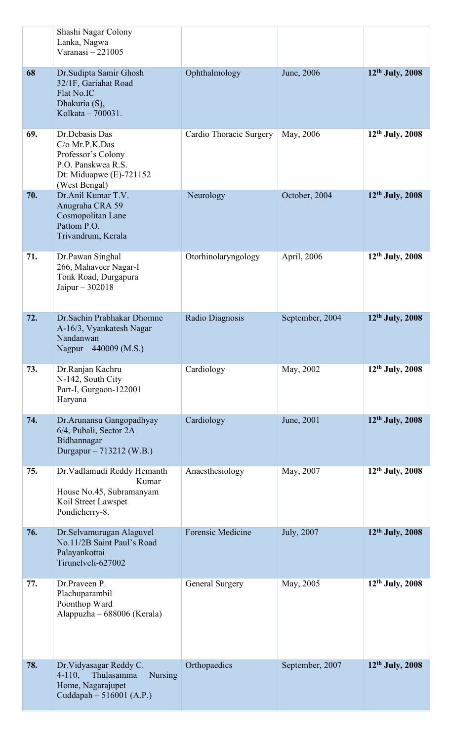|  |  |  |  |  |
|---|---|---|---|---|
|  | Shashi Nagar Colony<br>Lanka, Nagwa<br>Varanasi – 221005 |  |  |  |
| 68 | Dr.Sudipta Samir Ghosh<br>32/1F, Gariahat Road<br>Flat No.IC<br>Dhakuria (S),<br>Kolkata – 700031. | Ophthalmology | June, 2006 | **12th July, 2008** |
| 69. | Dr.Debasis Das<br>C/o Mr.P.K.Das<br>Professor's Colony<br>P.O. Panskwea R.S.<br>Dt: Miduapwe (E)-721152<br>(West Bengal) | Cardio Thoracic Surgery | May, 2006 | **12th July, 2008** |
| 70. | Dr.Anil Kumar T.V.<br>Anugraha CRA 59<br>Cosmopolitan Lane<br>Pattom P.O.<br>Trivandrum, Kerala | Neurology | October, 2004 | **12th July, 2008** |
| 71. | Dr.Pawan Singhal<br>266, Mahaveer Nagar-I<br>Tonk Road, Durgapura<br>Jaipur – 302018 | Otorhinolaryngology | April, 2006 | **12th July, 2008** |
| 72. | Dr.Sachin Prabhakar Dhomne<br>A-16/3, Vyankatesh Nagar<br>Nandanwan<br>Nagpur – 440009 (M.S.) | Radio Diagnosis | September, 2004 | **12th July, 2008** |
| 73. | Dr.Ranjan Kachru<br>N-142, South City<br>Part-I, Gurgaon-122001<br>Haryana | Cardiology | May, 2002 | **12th July, 2008** |
| 74. | Dr.Arunansu Gangopadhyay<br>6/4, Pubali, Sector 2A<br>Bidhannagar<br>Durgapur – 713212 (W.B.) | Cardiology | June, 2001 | **12th July, 2008** |
| 75. | Dr.Vadlamudi Reddy Hemanth Kumar<br>House No.45, Subramanyam<br>Koil Street Lawspet<br>Pondicherry-8. | Anaesthesiology | May, 2007 | **12th July, 2008** |
| 76. | Dr.Selvamurugan Alaguvel<br>No.11/2B Saint Paul's Road<br>Palayankottai<br>Tirunelveli-627002 | Forensic Medicine | July, 2007 | **12th July, 2008** |
| 77. | Dr.Praveen P.<br>Plachuparambil<br>Poonthop Ward<br>Alappuzha – 688006 (Kerala) | General Surgery | May, 2005 | **12th July, 2008** |
| 78. | Dr.Vidyasagar Reddy C.<br>4-110, Thulasamma Nursing Home, Nagarajupet<br>Cuddapah – 516001 (A.P.) | Orthopaedics | September, 2007 | **12th July, 2008** |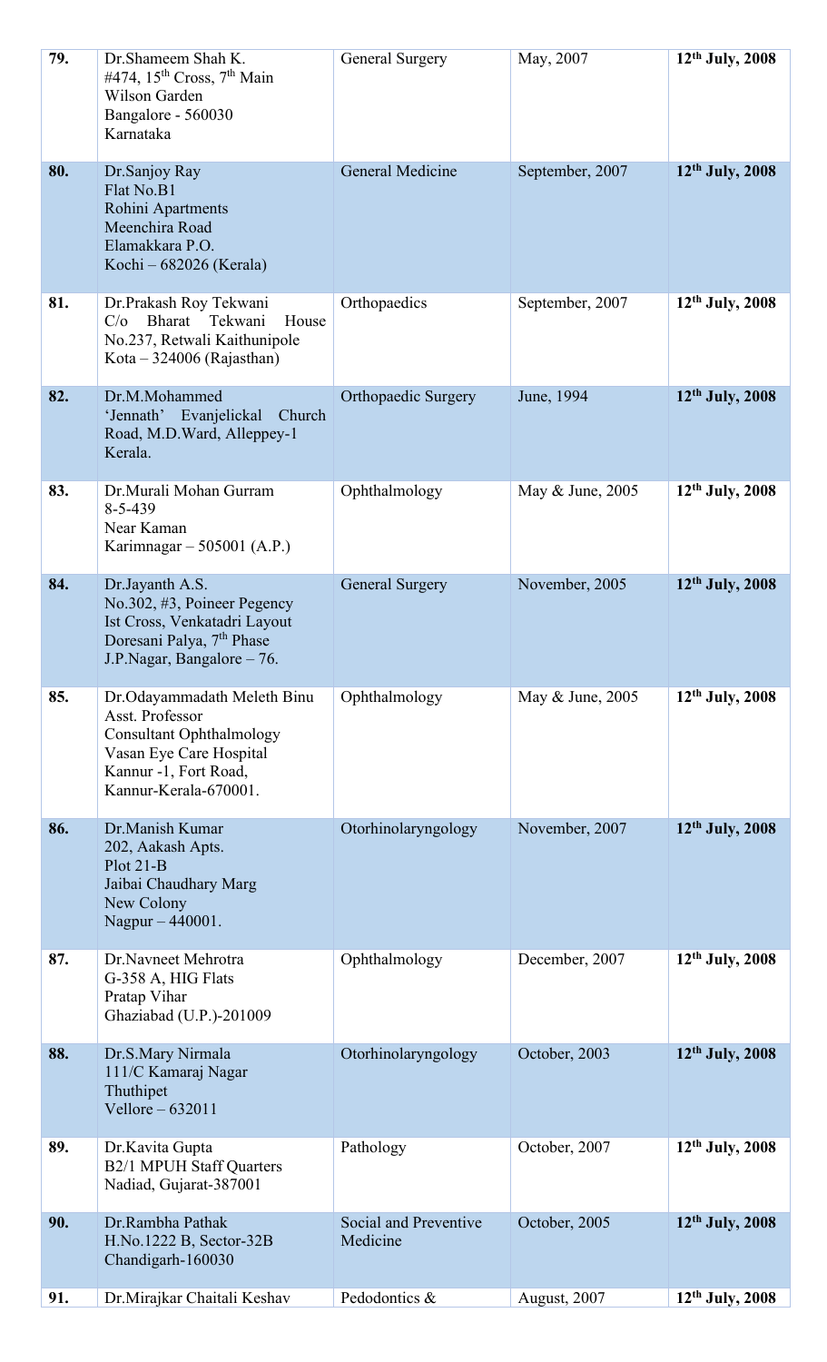| 79. | Dr.Shameem Shah K.<br>#474, 15th Cross, 7th Main<br>Wilson Garden<br>Bangalore - 560030<br>Karnataka | General Surgery | May, 2007 | **12th July, 2008** |
|---|---|---|---|---|
| 80. | Dr.Sanjoy Ray<br>Flat No.B1<br>Rohini Apartments<br>Meenchira Road<br>Elamakkara P.O.<br>Kochi – 682026 (Kerala) | General Medicine | September, 2007 | **12th July, 2008** |
| 81. | Dr.Prakash Roy Tekwani<br>C/o Bharat Tekwani House No.237, Retwali Kaithunipole<br>Kota – 324006 (Rajasthan) | Orthopaedics | September, 2007 | **12th July, 2008** |
| 82. | Dr.M.Mohammed<br>'Jennath' Evanjelickal Church Road, M.D.Ward, Alleppey-1<br>Kerala. | Orthopaedic Surgery | June, 1994 | **12th July, 2008** |
| 83. | Dr.Murali Mohan Gurram<br>8-5-439<br>Near Kaman<br>Karimnagar – 505001 (A.P.) | Ophthalmology | May & June, 2005 | **12th July, 2008** |
| 84. | Dr.Jayanth A.S.<br>No.302, #3, Poineer Pegency<br>Ist Cross, Venkatadri Layout<br>Doresani Palya, 7th Phase<br>J.P.Nagar, Bangalore – 76. | General Surgery | November, 2005 | **12th July, 2008** |
| 85. | Dr.Odayammadath Meleth Binu<br>Asst. Professor<br>Consultant Ophthalmology<br>Vasan Eye Care Hospital<br>Kannur -1, Fort Road,<br>Kannur-Kerala-670001. | Ophthalmology | May & June, 2005 | **12th July, 2008** |
| 86. | Dr.Manish Kumar<br>202, Aakash Apts.<br>Plot 21-B<br>Jaibai Chaudhary Marg<br>New Colony<br>Nagpur – 440001. | Otorhinolaryngology | November, 2007 | **12th July, 2008** |
| 87. | Dr.Navneet Mehrotra<br>G-358 A, HIG Flats<br>Pratap Vihar<br>Ghaziabad (U.P.)-201009 | Ophthalmology | December, 2007 | **12th July, 2008** |
| 88. | Dr.S.Mary Nirmala<br>111/C Kamaraj Nagar<br>Thuthipet<br>Vellore – 632011 | Otorhinolaryngology | October, 2003 | **12th July, 2008** |
| 89. | Dr.Kavita Gupta<br>B2/1 MPUH Staff Quarters<br>Nadiad, Gujarat-387001 | Pathology | October, 2007 | **12th July, 2008** |
| 90. | Dr.Rambha Pathak<br>H.No.1222 B, Sector-32B<br>Chandigarh-160030 | Social and Preventive Medicine | October, 2005 | **12th July, 2008** |
| 91. | Dr.Mirajkar Chaitali Keshav | Pedodontics & | August, 2007 | **12th July, 2008** |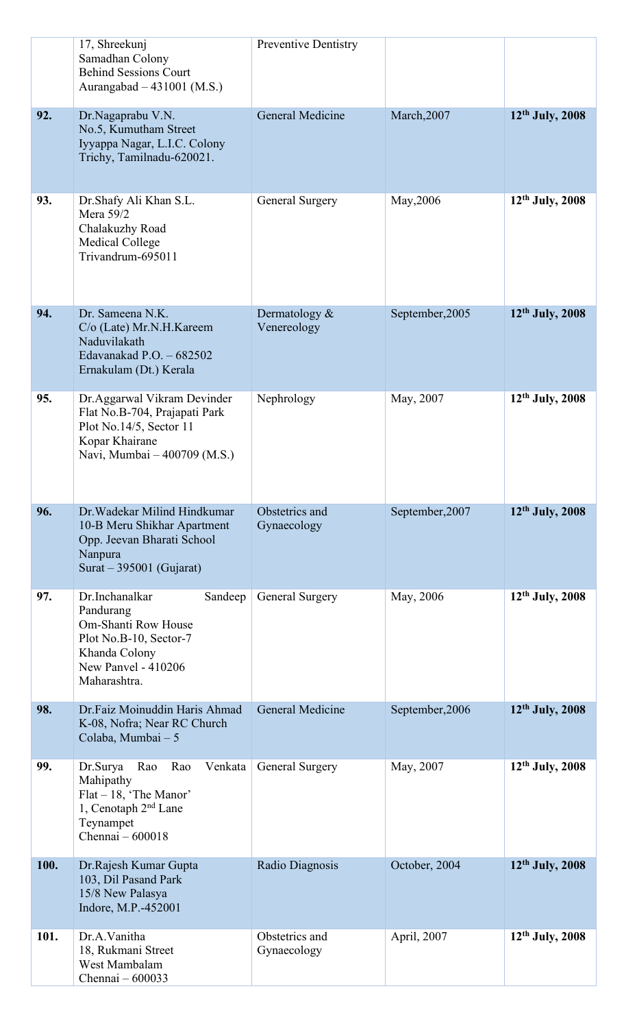|  |  |  |  |  |
|---|---|---|---|---|
|  | 17, Shreekunj<br>Samadhan Colony<br>Behind Sessions Court<br>Aurangabad – 431001 (M.S.) | Preventive Dentistry |  |  |
| **92.** | Dr.Nagaprabu V.N.<br>No.5, Kumutham Street<br>Iyyappa Nagar, L.I.C. Colony<br>Trichy, Tamilnadu-620021. | General Medicine | March,2007 | **12th July, 2008** |
| **93.** | Dr.Shafy Ali Khan S.L.<br>Mera 59/2<br>Chalakuzhy Road<br>Medical College<br>Trivandrum-695011 | General Surgery | May,2006 | **12th July, 2008** |
| **94.** | Dr. Sameena N.K.<br>C/o (Late) Mr.N.H.Kareem<br>Naduvilakath<br>Edavanakad P.O. – 682502<br>Ernakulam (Dt.) Kerala | Dermatology & Venereology | September,2005 | **12th July, 2008** |
| **95.** | Dr.Aggarwal Vikram Devinder<br>Flat No.B-704, Prajapati Park<br>Plot No.14/5, Sector 11<br>Kopar Khairane<br>Navi, Mumbai – 400709 (M.S.) | Nephrology | May, 2007 | **12th July, 2008** |
| **96.** | Dr.Wadekar Milind Hindkumar<br>10-B Meru Shikhar Apartment<br>Opp. Jeevan Bharati School<br>Nanpura<br>Surat – 395001 (Gujarat) | Obstetrics and Gynaecology | September,2007 | **12th July, 2008** |
| **97.** | Dr.Inchanalkar Sandeep Pandurang<br>Om-Shanti Row House<br>Plot No.B-10, Sector-7<br>Khanda Colony<br>New Panvel - 410206<br>Maharashtra. | General Surgery | May, 2006 | **12th July, 2008** |
| **98.** | Dr.Faiz Moinuddin Haris Ahmad<br>K-08, Nofra; Near RC Church<br>Colaba, Mumbai – 5 | General Medicine | September,2006 | **12th July, 2008** |
| **99.** | Dr.Surya Rao Rao Venkata Mahipathy<br>Flat – 18, 'The Manor'<br>1, Cenotaph 2nd Lane<br>Teynampet<br>Chennai – 600018 | General Surgery | May, 2007 | **12th July, 2008** |
| **100.** | Dr.Rajesh Kumar Gupta<br>103, Dil Pasand Park<br>15/8 New Palasya<br>Indore, M.P.-452001 | Radio Diagnosis | October, 2004 | **12th July, 2008** |
| **101.** | Dr.A.Vanitha<br>18, Rukmani Street<br>West Mambalam<br>Chennai – 600033 | Obstetrics and Gynaecology | April, 2007 | **12th July, 2008** |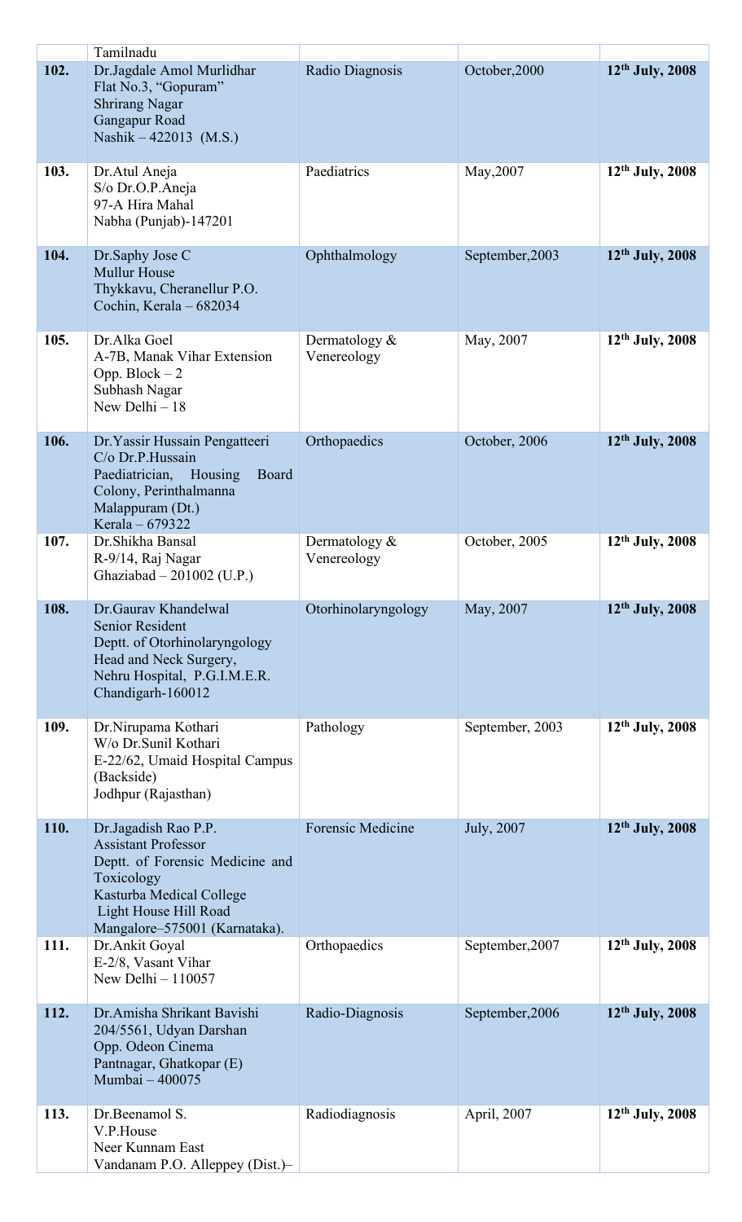| | | | | |
|---|---|---|---|---|
| | Tamilnadu | | | |
| **102.** | Dr.Jagdale Amol Murlidhar<br>Flat No.3, "Gopuram"<br>Shrirang Nagar<br>Gangapur Road<br>Nashik – 422013 (M.S.) | Radio Diagnosis | October,2000 | **12th July, 2008** |
| **103.** | Dr.Atul Aneja<br>S/o Dr.O.P.Aneja<br>97-A Hira Mahal<br>Nabha (Punjab)-147201 | Paediatrics | May,2007 | **12th July, 2008** |
| **104.** | Dr.Saphy Jose C<br>Mullur House<br>Thykkavu, Cheranellur P.O.<br>Cochin, Kerala – 682034 | Ophthalmology | September,2003 | **12th July, 2008** |
| **105.** | Dr.Alka Goel<br>A-7B, Manak Vihar Extension<br>Opp. Block – 2<br>Subhash Nagar<br>New Delhi – 18 | Dermatology & Venereology | May, 2007 | **12th July, 2008** |
| **106.** | Dr.Yassir Hussain Pengatteeri<br>C/o Dr.P.Hussain<br>Paediatrician, Housing Board Colony, Perinthalmanna<br>Malappuram (Dt.)<br>Kerala – 679322 | Orthopaedics | October, 2006 | **12th July, 2008** |
| **107.** | Dr.Shikha Bansal<br>R-9/14, Raj Nagar<br>Ghaziabad – 201002 (U.P.) | Dermatology & Venereology | October, 2005 | **12th July, 2008** |
| **108.** | Dr.Gaurav Khandelwal<br>Senior Resident<br>Deptt. of Otorhinolaryngology<br>Head and Neck Surgery,<br>Nehru Hospital, P.G.I.M.E.R.<br>Chandigarh-160012 | Otorhinolaryngology | May, 2007 | **12th July, 2008** |
| **109.** | Dr.Nirupama Kothari<br>W/o Dr.Sunil Kothari<br>E-22/62, Umaid Hospital Campus<br>(Backside)<br>Jodhpur (Rajasthan) | Pathology | September, 2003 | **12th July, 2008** |
| **110.** | Dr.Jagadish Rao P.P.<br>Assistant Professor<br>Deptt. of Forensic Medicine and Toxicology<br>Kasturba Medical College<br>Light House Hill Road<br>Mangalore–575001 (Karnataka). | Forensic Medicine | July, 2007 | **12th July, 2008** |
| **111.** | Dr.Ankit Goyal<br>E-2/8, Vasant Vihar<br>New Delhi – 110057 | Orthopaedics | September,2007 | **12th July, 2008** |
| **112.** | Dr.Amisha Shrikant Bavishi<br>204/5561, Udyan Darshan<br>Opp. Odeon Cinema<br>Pantnagar, Ghatkopar (E)<br>Mumbai – 400075 | Radio-Diagnosis | September,2006 | **12th July, 2008** |
| **113.** | Dr.Beenamol S.<br>V.P.House<br>Neer Kunnam East<br>Vandanam P.O. Alleppey (Dist.)– | Radiodiagnosis | April, 2007 | **12th July, 2008** |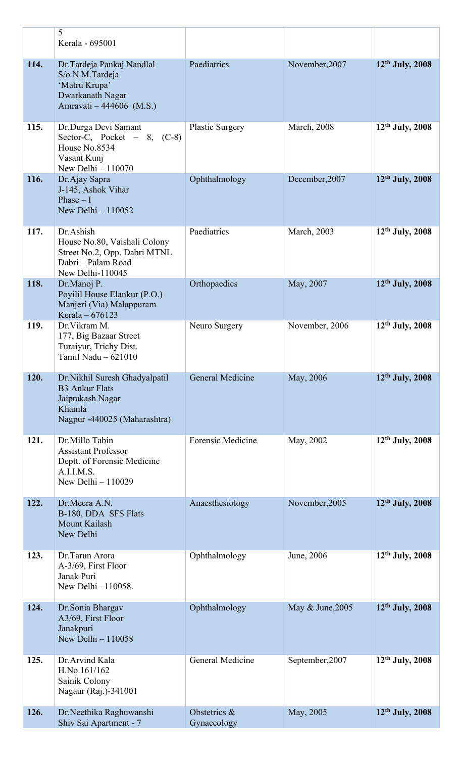| | | | | |
|---|---|---|---|---|
| | 5<br>Kerala - 695001 | | | |
| **114.** | Dr.Tardeja Pankaj Nandlal<br>S/o N.M.Tardeja<br>'Matru Krupa'<br>Dwarkanath Nagar<br>Amravati – 444606 (M.S.) | Paediatrics | November,2007 | **12th July, 2008** |
| **115.** | Dr.Durga Devi Samant<br>Sector-C, Pocket – 8, (C-8)<br>House No.8534<br>Vasant Kunj<br>New Delhi – 110070 | Plastic Surgery | March, 2008 | **12th July, 2008** |
| **116.** | Dr.Ajay Sapra<br>J-145, Ashok Vihar<br>Phase – I<br>New Delhi – 110052 | Ophthalmology | December,2007 | **12th July, 2008** |
| **117.** | Dr.Ashish<br>House No.80, Vaishali Colony<br>Street No.2, Opp. Dabri MTNL<br>Dabri – Palam Road<br>New Delhi-110045 | Paediatrics | March, 2003 | **12th July, 2008** |
| **118.** | Dr.Manoj P.<br>Poyilil House Elankur (P.O.)<br>Manjeri (Via) Malappuram<br>Kerala – 676123 | Orthopaedics | May, 2007 | **12th July, 2008** |
| **119.** | Dr.Vikram M.<br>177, Big Bazaar Street<br>Turaiyur, Trichy Dist.<br>Tamil Nadu – 621010 | Neuro Surgery | November, 2006 | **12th July, 2008** |
| **120.** | Dr.Nikhil Suresh Ghadyalpatil<br>B3 Ankur Flats<br>Jaiprakash Nagar<br>Khamla<br>Nagpur -440025 (Maharashtra) | General Medicine | May, 2006 | **12th July, 2008** |
| **121.** | Dr.Millo Tabin<br>Assistant Professor<br>Deptt. of Forensic Medicine<br>A.I.I.M.S.<br>New Delhi – 110029 | Forensic Medicine | May, 2002 | **12th July, 2008** |
| **122.** | Dr.Meera A.N.<br>B-180, DDA SFS Flats<br>Mount Kailash<br>New Delhi | Anaesthesiology | November,2005 | **12th July, 2008** |
| **123.** | Dr.Tarun Arora<br>A-3/69, First Floor<br>Janak Puri<br>New Delhi –110058. | Ophthalmology | June, 2006 | **12th July, 2008** |
| **124.** | Dr.Sonia Bhargav<br>A3/69, First Floor<br>Janakpuri<br>New Delhi – 110058 | Ophthalmology | May & June,2005 | **12th July, 2008** |
| **125.** | Dr.Arvind Kala<br>H.No.161/162<br>Sainik Colony<br>Nagaur (Raj.)-341001 | General Medicine | September,2007 | **12th July, 2008** |
| **126.** | Dr.Neethika Raghuwanshi<br>Shiv Sai Apartment - 7 | Obstetrics & Gynaecology | May, 2005 | **12th July, 2008** |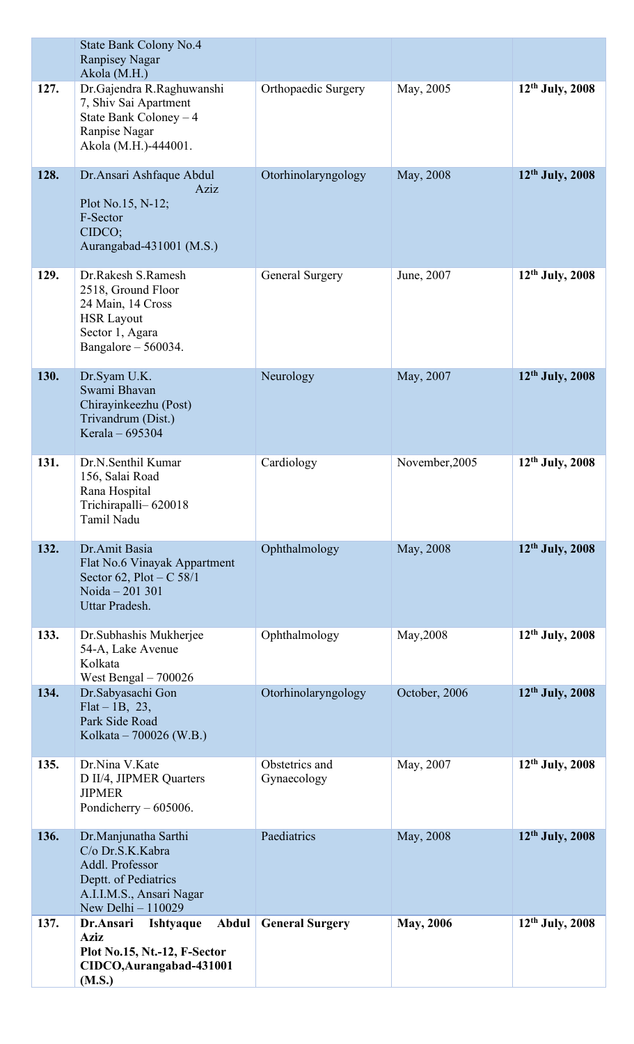|  |  |  |  |  |
|---|---|---|---|---|
|  | State Bank Colony No.4<br>Ranpisey Nagar<br>Akola (M.H.) |  |  |  |
| **127.** | Dr.Gajendra R.Raghuwanshi<br>7, Shiv Sai Apartment<br>State Bank Coloney – 4<br>Ranpise Nagar<br>Akola (M.H.)-444001. | Orthopaedic Surgery | May, 2005 | **12th July, 2008** |
| **128.** | Dr.Ansari Ashfaque Abdul Aziz<br>Plot No.15, N-12;<br>F-Sector<br>CIDCO;<br>Aurangabad-431001 (M.S.) | Otorhinolaryngology | May, 2008 | **12th July, 2008** |
| **129.** | Dr.Rakesh S.Ramesh<br>2518, Ground Floor<br>24 Main, 14 Cross<br>HSR Layout<br>Sector 1, Agara<br>Bangalore – 560034. | General Surgery | June, 2007 | **12th July, 2008** |
| **130.** | Dr.Syam U.K.<br>Swami Bhavan<br>Chirayinkeezhu (Post)<br>Trivandrum (Dist.)<br>Kerala – 695304 | Neurology | May, 2007 | **12th July, 2008** |
| **131.** | Dr.N.Senthil Kumar<br>156, Salai Road<br>Rana Hospital<br>Trichirapalli– 620018<br>Tamil Nadu | Cardiology | November,2005 | **12th July, 2008** |
| **132.** | Dr.Amit Basia<br>Flat No.6 Vinayak Appartment<br>Sector 62, Plot – C 58/1<br>Noida – 201 301<br>Uttar Pradesh. | Ophthalmology | May, 2008 | **12th July, 2008** |
| **133.** | Dr.Subhashis Mukherjee<br>54-A, Lake Avenue<br>Kolkata<br>West Bengal – 700026 | Ophthalmology | May,2008 | **12th July, 2008** |
| **134.** | Dr.Sabyasachi Gon<br>Flat – 1B, 23,<br>Park Side Road<br>Kolkata – 700026 (W.B.) | Otorhinolaryngology | October, 2006 | **12th July, 2008** |
| **135.** | Dr.Nina V.Kate<br>D II/4, JIPMER Quarters<br>JIPMER<br>Pondicherry – 605006. | Obstetrics and Gynaecology | May, 2007 | **12th July, 2008** |
| **136.** | Dr.Manjunatha Sarthi<br>C/o Dr.S.K.Kabra<br>Addl. Professor<br>Deptt. of Pediatrics<br>A.I.I.M.S., Ansari Nagar<br>New Delhi – 110029 | Paediatrics | May, 2008 | **12th July, 2008** |
| **137.** | **Dr.Ansari Ishtyaque Abdul Aziz<br>Plot No.15, Nt.-12, F-Sector<br>CIDCO,Aurangabad-431001 (M.S.)** | **General Surgery** | **May, 2006** | **12th July, 2008** |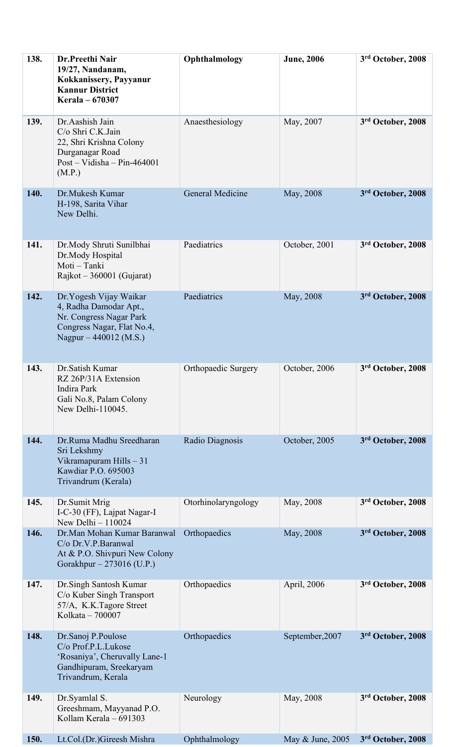| 138. | **Dr.Preethi Nair**<br>**19/27, Nandanam,**<br>**Kokkanissery, Payyanur**<br>**Kannur District**<br>**Kerala – 670307** | **Ophthalmology** | **June, 2006** | **3rd October, 2008** |
|---|---|---|---|---|
| 139. | Dr.Aashish Jain<br>C/o Shri C.K.Jain<br>22, Shri Krishna Colony<br>Durganagar Road<br>Post – Vidisha – Pin-464001<br>(M.P.) | Anaesthesiology | May, 2007 | **3rd October, 2008** |
| 140. | Dr.Mukesh Kumar<br>H-198, Sarita Vihar<br>New Delhi. | General Medicine | May, 2008 | **3rd October, 2008** |
| 141. | Dr.Mody Shruti Sunilbhai<br>Dr.Mody Hospital<br>Moti – Tanki<br>Rajkot – 360001 (Gujarat) | Paediatrics | October, 2001 | **3rd October, 2008** |
| 142. | Dr.Yogesh Vijay Waikar<br>4, Radha Damodar Apt.,<br>Nr. Congress Nagar Park<br>Congress Nagar, Flat No.4,<br>Nagpur – 440012 (M.S.) | Paediatrics | May, 2008 | **3rd October, 2008** |
| 143. | Dr.Satish Kumar<br>RZ 26P/31A Extension<br>Indira Park<br>Gali No.8, Palam Colony<br>New Delhi-110045. | Orthopaedic Surgery | October, 2006 | **3rd October, 2008** |
| 144. | Dr.Ruma Madhu Sreedharan<br>Sri Lekshmy<br>Vikramapuram Hills – 31<br>Kawdiar P.O. 695003<br>Trivandrum (Kerala) | Radio Diagnosis | October, 2005 | **3rd October, 2008** |
| 145. | Dr.Sumit Mrig<br>I-C-30 (FF), Lajpat Nagar-I<br>New Delhi – 110024 | Otorhinolaryngology | May, 2008 | **3rd October, 2008** |
| 146. | Dr.Man Mohan Kumar Baranwal<br>C/o Dr.V.P.Baranwal<br>At & P.O. Shivpuri New Colony<br>Gorakhpur – 273016 (U.P.) | Orthopaedics | May, 2008 | **3rd October, 2008** |
| 147. | Dr.Singh Santosh Kumar<br>C/o Kuber Singh Transport<br>57/A, K.K.Tagore Street<br>Kolkata – 700007 | Orthopaedics | April, 2006 | **3rd October, 2008** |
| 148. | Dr.Sanoj P.Poulose<br>C/o Prof.P.L.Lukose<br>'Rosaniya', Cheruvally Lane-1<br>Gandhipuram, Sreekaryam<br>Trivandrum, Kerala | Orthopaedics | September,2007 | **3rd October, 2008** |
| 149. | Dr.Syamlal S.<br>Greeshmam, Mayyanad P.O.<br>Kollam Kerala – 691303 | Neurology | May, 2008 | **3rd October, 2008** |
| 150. | Lt.Col.(Dr.)Gireesh Mishra | Ophthalmology | May & June, 2005 | **3rd October, 2008** |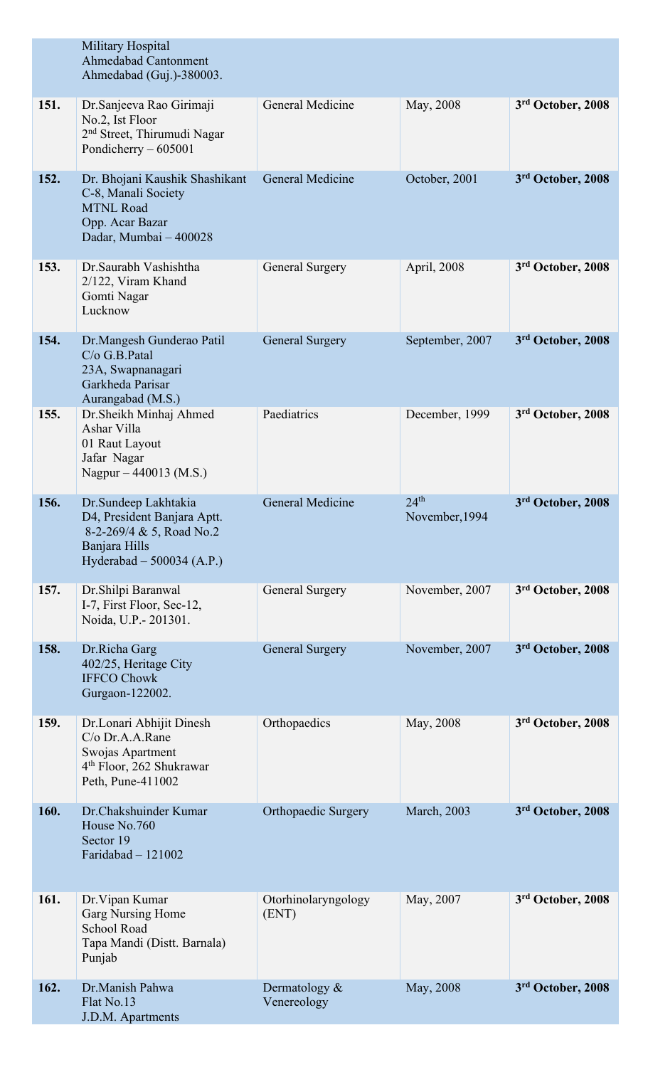| | | | | |
|---|---|---|---|---|
| | Military Hospital<br>Ahmedabad Cantonment<br>Ahmedabad (Guj.)-380003. | | | |
| **151.** | Dr.Sanjeeva Rao Girimaji<br>No.2, Ist Floor<br>2nd Street, Thirumudi Nagar<br>Pondicherry – 605001 | General Medicine | May, 2008 | **3rd October, 2008** |
| **152.** | Dr. Bhojani Kaushik Shashikant<br>C-8, Manali Society<br>MTNL Road<br>Opp. Acar Bazar<br>Dadar, Mumbai – 400028 | General Medicine | October, 2001 | **3rd October, 2008** |
| **153.** | Dr.Saurabh Vashishtha<br>2/122, Viram Khand<br>Gomti Nagar<br>Lucknow | General Surgery | April, 2008 | **3rd October, 2008** |
| **154.** | Dr.Mangesh Gunderao Patil<br>C/o G.B.Patal<br>23A, Swapnanagari<br>Garkheda Parisar<br>Aurangabad (M.S.) | General Surgery | September, 2007 | **3rd October, 2008** |
| **155.** | Dr.Sheikh Minhaj Ahmed<br>Ashar Villa<br>01 Raut Layout<br>Jafar Nagar<br>Nagpur – 440013 (M.S.) | Paediatrics | December, 1999 | **3rd October, 2008** |
| **156.** | Dr.Sundeep Lakhtakia<br>D4, President Banjara Aptt.<br>8-2-269/4 & 5, Road No.2<br>Banjara Hills<br>Hyderabad – 500034 (A.P.) | General Medicine | 24th November,1994 | **3rd October, 2008** |
| **157.** | Dr.Shilpi Baranwal<br>I-7, First Floor, Sec-12,<br>Noida, U.P.- 201301. | General Surgery | November, 2007 | **3rd October, 2008** |
| **158.** | Dr.Richa Garg<br>402/25, Heritage City<br>IFFCO Chowk<br>Gurgaon-122002. | General Surgery | November, 2007 | **3rd October, 2008** |
| **159.** | Dr.Lonari Abhijit Dinesh<br>C/o Dr.A.A.Rane<br>Swojas Apartment<br>4th Floor, 262 Shukrawar<br>Peth, Pune-411002 | Orthopaedics | May, 2008 | **3rd October, 2008** |
| **160.** | Dr.Chakshuinder Kumar<br>House No.760<br>Sector 19<br>Faridabad – 121002 | Orthopaedic Surgery | March, 2003 | **3rd October, 2008** |
| **161.** | Dr.Vipan Kumar<br>Garg Nursing Home<br>School Road<br>Tapa Mandi (Distt. Barnala)<br>Punjab | Otorhinolaryngology (ENT) | May, 2007 | **3rd October, 2008** |
| **162.** | Dr.Manish Pahwa<br>Flat No.13<br>J.D.M. Apartments | Dermatology & Venereology | May, 2008 | **3rd October, 2008** |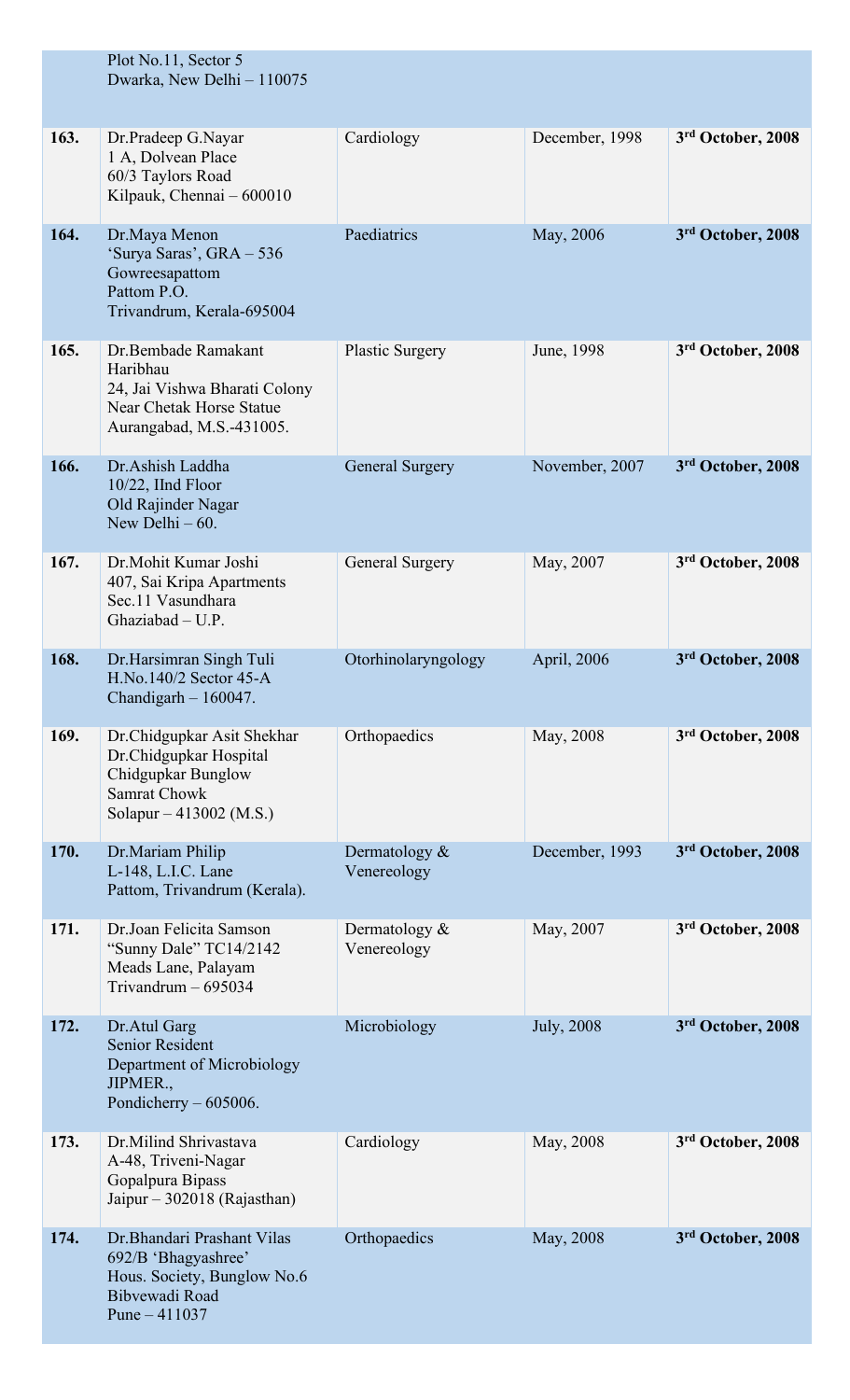| | | | | |
|---|---|---|---|---|
| | Plot No.11, Sector 5<br>Dwarka, New Delhi – 110075 | | | |
| **163.** | Dr.Pradeep G.Nayar<br>1 A, Dolvean Place<br>60/3 Taylors Road<br>Kilpauk, Chennai – 600010 | Cardiology | December, 1998 | **3rd October, 2008** |
| **164.** | Dr.Maya Menon<br>'Surya Saras', GRA – 536<br>Gowreesapattom<br>Pattom P.O.<br>Trivandrum, Kerala-695004 | Paediatrics | May, 2006 | **3rd October, 2008** |
| **165.** | Dr.Bembade Ramakant Haribhau<br>24, Jai Vishwa Bharati Colony<br>Near Chetak Horse Statue<br>Aurangabad, M.S.-431005. | Plastic Surgery | June, 1998 | **3rd October, 2008** |
| **166.** | Dr.Ashish Laddha<br>10/22, IInd Floor<br>Old Rajinder Nagar<br>New Delhi – 60. | General Surgery | November, 2007 | **3rd October, 2008** |
| **167.** | Dr.Mohit Kumar Joshi<br>407, Sai Kripa Apartments<br>Sec.11 Vasundhara<br>Ghaziabad – U.P. | General Surgery | May, 2007 | **3rd October, 2008** |
| **168.** | Dr.Harsimran Singh Tuli<br>H.No.140/2 Sector 45-A<br>Chandigarh – 160047. | Otorhinolaryngology | April, 2006 | **3rd October, 2008** |
| **169.** | Dr.Chidgupkar Asit Shekhar<br>Dr.Chidgupkar Hospital<br>Chidgupkar Bunglow<br>Samrat Chowk<br>Solapur – 413002 (M.S.) | Orthopaedics | May, 2008 | **3rd October, 2008** |
| **170.** | Dr.Mariam Philip<br>L-148, L.I.C. Lane<br>Pattom, Trivandrum (Kerala). | Dermatology & Venereology | December, 1993 | **3rd October, 2008** |
| **171.** | Dr.Joan Felicita Samson<br>"Sunny Dale" TC14/2142<br>Meads Lane, Palayam<br>Trivandrum – 695034 | Dermatology & Venereology | May, 2007 | **3rd October, 2008** |
| **172.** | Dr.Atul Garg<br>Senior Resident<br>Department of Microbiology<br>JIPMER.,<br>Pondicherry – 605006. | Microbiology | July, 2008 | **3rd October, 2008** |
| **173.** | Dr.Milind Shrivastava<br>A-48, Triveni-Nagar<br>Gopalpura Bipass<br>Jaipur – 302018 (Rajasthan) | Cardiology | May, 2008 | **3rd October, 2008** |
| **174.** | Dr.Bhandari Prashant Vilas<br>692/B 'Bhagyashree'<br>Hous. Society, Bunglow No.6<br>Bibvewadi Road<br>Pune – 411037 | Orthopaedics | May, 2008 | **3rd October, 2008** |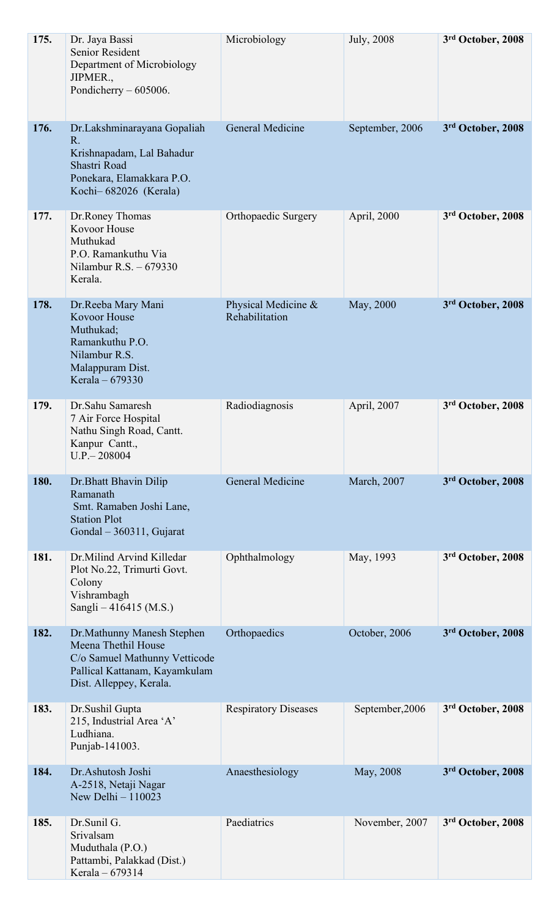| | | | | |
|---|---|---|---|---|
| **175.** | Dr. Jaya Bassi<br>Senior Resident<br>Department of Microbiology<br>JIPMER.,<br>Pondicherry – 605006. | Microbiology | July, 2008 | **3rd October, 2008** |
| **176.** | Dr.Lakshminarayana Gopaliah R.<br>Krishnapadam, Lal Bahadur Shastri Road<br>Ponekara, Elamakkara P.O.<br>Kochi– 682026 (Kerala) | General Medicine | September, 2006 | **3rd October, 2008** |
| **177.** | Dr.Roney Thomas<br>Kovoor House<br>Muthukad<br>P.O. Ramankuthu Via<br>Nilambur R.S. – 679330<br>Kerala. | Orthopaedic Surgery | April, 2000 | **3rd October, 2008** |
| **178.** | Dr.Reeba Mary Mani<br>Kovoor House<br>Muthukad;<br>Ramankuthu P.O.<br>Nilambur R.S.<br>Malappuram Dist.<br>Kerala – 679330 | Physical Medicine & Rehabilitation | May, 2000 | **3rd October, 2008** |
| **179.** | Dr.Sahu Samaresh<br>7 Air Force Hospital<br>Nathu Singh Road, Cantt.<br>Kanpur Cantt.,<br>U.P.– 208004 | Radiodiagnosis | April, 2007 | **3rd October, 2008** |
| **180.** | Dr.Bhatt Bhavin Dilip<br>Ramanath<br>Smt. Ramaben Joshi Lane,<br>Station Plot<br>Gondal – 360311, Gujarat | General Medicine | March, 2007 | **3rd October, 2008** |
| **181.** | Dr.Milind Arvind Killedar<br>Plot No.22, Trimurti Govt. Colony<br>Vishrambagh<br>Sangli – 416415 (M.S.) | Ophthalmology | May, 1993 | **3rd October, 2008** |
| **182.** | Dr.Mathunny Manesh Stephen<br>Meena Thethil House<br>C/o Samuel Mathunny Vetticode<br>Pallical Kattanam, Kayamkulam<br>Dist. Alleppey, Kerala. | Orthopaedics | October, 2006 | **3rd October, 2008** |
| **183.** | Dr.Sushil Gupta<br>215, Industrial Area 'A'<br>Ludhiana.<br>Punjab-141003. | Respiratory Diseases | September,2006 | **3rd October, 2008** |
| **184.** | Dr.Ashutosh Joshi<br>A-2518, Netaji Nagar<br>New Delhi – 110023 | Anaesthesiology | May, 2008 | **3rd October, 2008** |
| **185.** | Dr.Sunil G.<br>Srivalsam<br>Muduthala (P.O.)<br>Pattambi, Palakkad (Dist.)<br>Kerala – 679314 | Paediatrics | November, 2007 | **3rd October, 2008** |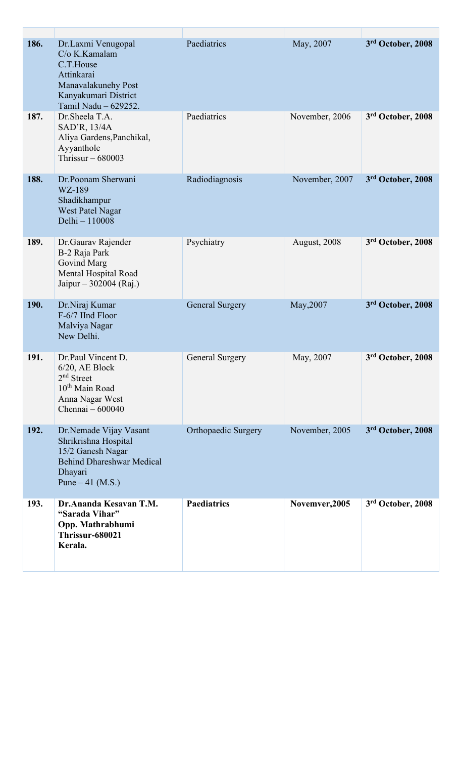| | | | | |
|---|---|---|---|---|
| **186.** | Dr.Laxmi Venugopal<br>C/o K.Kamalam<br>C.T.House<br>Attinkarai<br>Manavalakunehy Post<br>Kanyakumari District<br>Tamil Nadu – 629252. | Paediatrics | May, 2007 | **3rd October, 2008** |
| **187.** | Dr.Sheela T.A.<br>SAD'R, 13/4A<br>Aliya Gardens,Panchikal,<br>Ayyanthole<br>Thrissur – 680003 | Paediatrics | November, 2006 | **3rd October, 2008** |
| **188.** | Dr.Poonam Sherwani<br>WZ-189<br>Shadikhampur<br>West Patel Nagar<br>Delhi – 110008 | Radiodiagnosis | November, 2007 | **3rd October, 2008** |
| **189.** | Dr.Gaurav Rajender<br>B-2 Raja Park<br>Govind Marg<br>Mental Hospital Road<br>Jaipur – 302004 (Raj.) | Psychiatry | August, 2008 | **3rd October, 2008** |
| **190.** | Dr.Niraj Kumar<br>F-6/7 IInd Floor<br>Malviya Nagar<br>New Delhi. | General Surgery | May,2007 | **3rd October, 2008** |
| **191.** | Dr.Paul Vincent D.<br>6/20, AE Block<br>2nd Street<br>10th Main Road<br>Anna Nagar West<br>Chennai – 600040 | General Surgery | May, 2007 | **3rd October, 2008** |
| **192.** | Dr.Nemade Vijay Vasant<br>Shrikrishna Hospital<br>15/2 Ganesh Nagar<br>Behind Dhareshwar Medical<br>Dhayari<br>Pune – 41 (M.S.) | Orthopaedic Surgery | November, 2005 | **3rd October, 2008** |
| **193.** | **Dr.Ananda Kesavan T.M.<br>"Sarada Vihar"<br>Opp. Mathrabhumi<br>Thrissur-680021<br>Kerala.** | **Paediatrics** | **Novemver,2005** | **3rd October, 2008** |